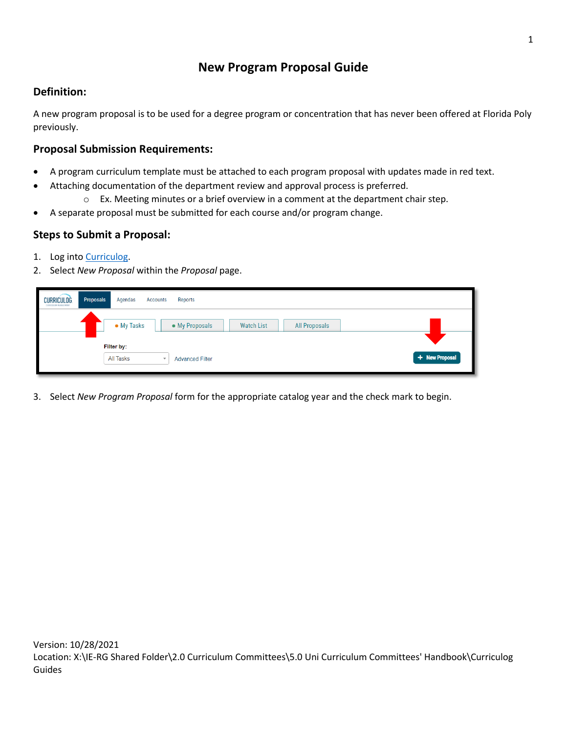# New Program Proposal Guide

## Definition:

A new program proposal is to be used for a degree program or concentration that has never been offered at Florida Poly previously.

## Proposal Submission Requirements:

- A program curriculum template must be attached to each program proposal with updates made in red text.
- Attaching documentation of the department review and approval process is preferred.
  - Ex. Meeting minutes or a brief overview in a comment at the department chair step.
- A separate proposal must be submitted for each course and/or program change.

## Steps to Submit a Proposal:

1. Log into Curriculog.
2. Select *New Proposal* within the *Proposal* page.
3. Select *New Program Proposal* form for the appropriate catalog year and the check mark to begin.

Version: 10/28/2021
Location: X:\IE-RG Shared Folder\2.0 Curriculum Committees\5.0 Uni Curriculum Committees' Handbook\Curriculog Guides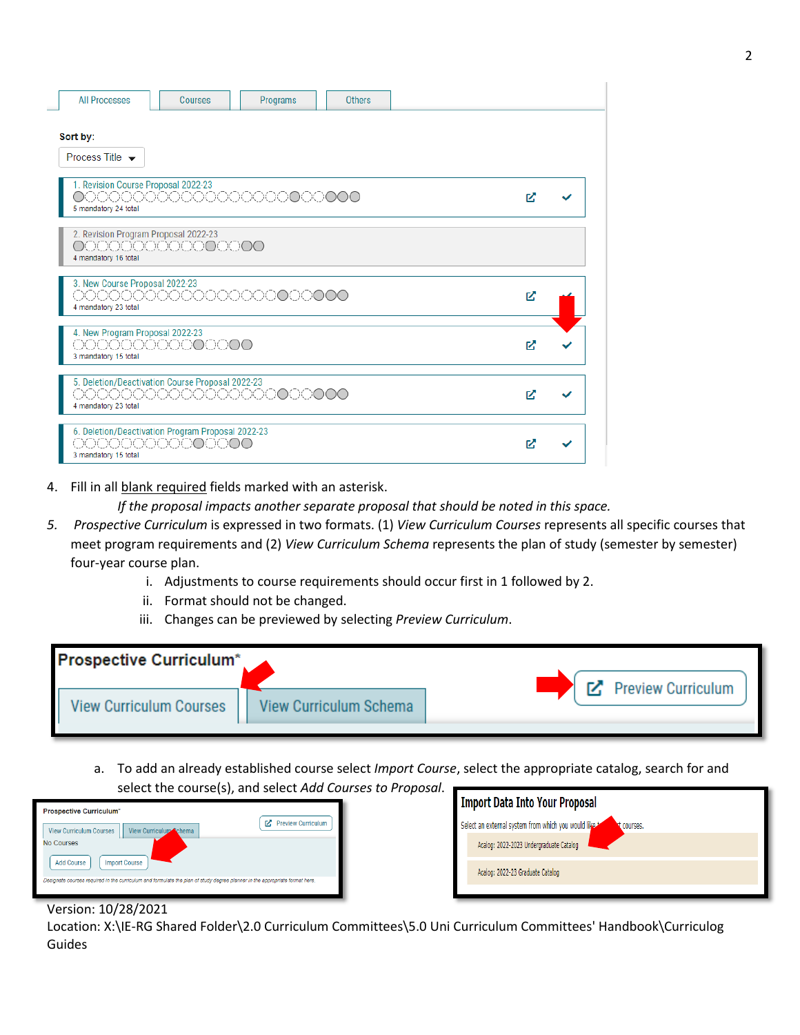All Processes | Courses | Programs | Others

Sort by:

Process Title

1. Revision Course Proposal 2022-23
5 mandatory 24 total

2. Revision Program Proposal 2022-23
4 mandatory 16 total

3. New Course Proposal 2022-23
4 mandatory 23 total

4. New Program Proposal 2022-23
3 mandatory 15 total

5. Deletion/Deactivation Course Proposal 2022-23
4 mandatory 23 total

6. Deletion/Deactivation Program Proposal 2022-23
3 mandatory 15 total

4. Fill in all blank required fields marked with an asterisk.

   *If the proposal impacts another separate proposal that should be noted in this space.*

5. *Prospective Curriculum* is expressed in two formats. (1) *View Curriculum Courses* represents all specific courses that meet program requirements and (2) *View Curriculum Schema* represents the plan of study (semester by semester) four-year course plan.
   i. Adjustments to course requirements should occur first in 1 followed by 2.
   ii. Format should not be changed.
   iii. Changes can be previewed by selecting *Preview Curriculum*.

Prospective Curriculum*

View Curriculum Courses | View Curriculum Schema | Preview Curriculum

   a. To add an already established course select *Import Course*, select the appropriate catalog, search for and select the course(s), and select *Add Courses to Proposal*.

Prospective Curriculum*

View Curriculum Courses | View Curriculum Schema | Preview Curriculum

No Courses

Add Course | Import Course

Designate courses required in the curriculum and formulate the plan of study degree planner in the appropriate format here.

Import Data Into Your Proposal

Select an external system from which you would like to import courses.

Acalog: 2022-2023 Undergraduate Catalog

Acalog: 2022-23 Graduate Catalog

Version: 10/28/2021

Location: X:\IE-RG Shared Folder\2.0 Curriculum Committees\5.0 Uni Curriculum Committees' Handbook\Curriculog Guides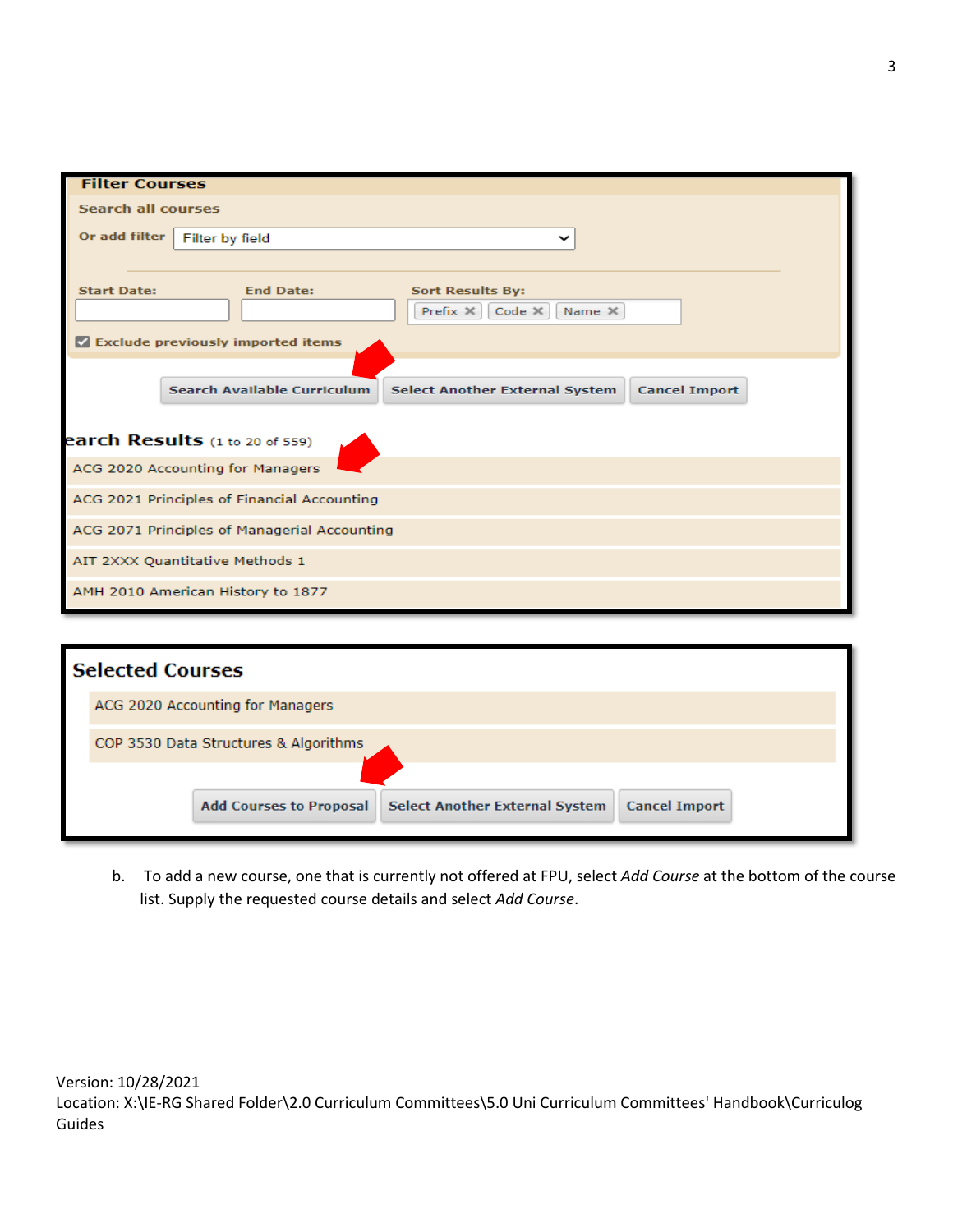Filter Courses

Search all courses

Or add filter: Filter by field

Start Date: | End Date: | Sort Results By: Prefix ✕ Code ✕ Name ✕

☑ Exclude previously imported items

Search Available Curriculum | Select Another External System | Cancel Import

earch Results (1 to 20 of 559)

- ACG 2020 Accounting for Managers
- ACG 2021 Principles of Financial Accounting
- ACG 2071 Principles of Managerial Accounting
- AIT 2XXX Quantitative Methods 1
- AMH 2010 American History to 1877

Selected Courses

- ACG 2020 Accounting for Managers
- COP 3530 Data Structures & Algorithms

Add Courses to Proposal | Select Another External System | Cancel Import

b. To add a new course, one that is currently not offered at FPU, select *Add Course* at the bottom of the course list. Supply the requested course details and select *Add Course*.

Version: 10/28/2021
Location: X:\IE-RG Shared Folder\2.0 Curriculum Committees\5.0 Uni Curriculum Committees' Handbook\Curriculog Guides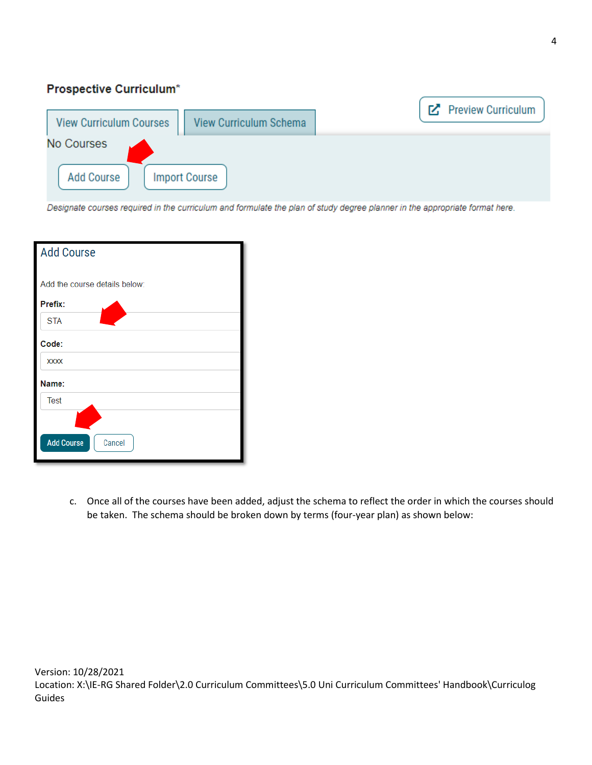**Prospective Curriculum***

View Curriculum Courses | View Curriculum Schema | Preview Curriculum

No Courses

Add Course | Import Course

*Designate courses required in the curriculum and formulate the plan of study degree planner in the appropriate format here.*

**Add Course**

Add the course details below:

**Prefix:** STA

**Code:** xxxx

**Name:** Test

Add Course | Cancel

c. Once all of the courses have been added, adjust the schema to reflect the order in which the courses should be taken. The schema should be broken down by terms (four-year plan) as shown below:

Version: 10/28/2021
Location: X:\IE-RG Shared Folder\2.0 Curriculum Committees\5.0 Uni Curriculum Committees' Handbook\Curriculog Guides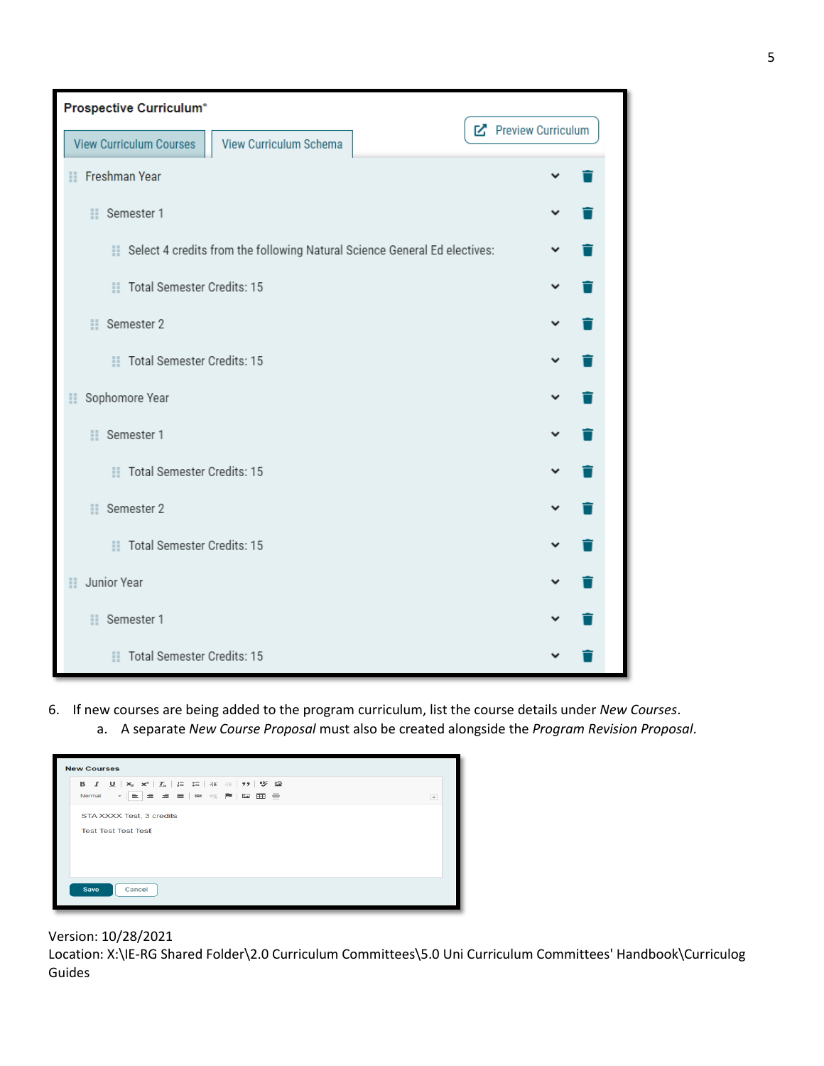Prospective Curriculum*

View Curriculum Courses | View Curriculum Schema | Preview Curriculum

- Freshman Year
  - Semester 1
    - Select 4 credits from the following Natural Science General Ed electives:
    - Total Semester Credits: 15
  - Semester 2
    - Total Semester Credits: 15
- Sophomore Year
  - Semester 1
    - Total Semester Credits: 15
  - Semester 2
    - Total Semester Credits: 15
- Junior Year
  - Semester 1
    - Total Semester Credits: 15

6. If new courses are being added to the program curriculum, list the course details under *New Courses*.
   a. A separate *New Course Proposal* must also be created alongside the *Program Revision Proposal*.

New Courses

STA XXXX Test, 3 credits

Test Test Test Test

Save | Cancel

Version: 10/28/2021
Location: X:\IE-RG Shared Folder\2.0 Curriculum Committees\5.0 Uni Curriculum Committees' Handbook\Curriculog Guides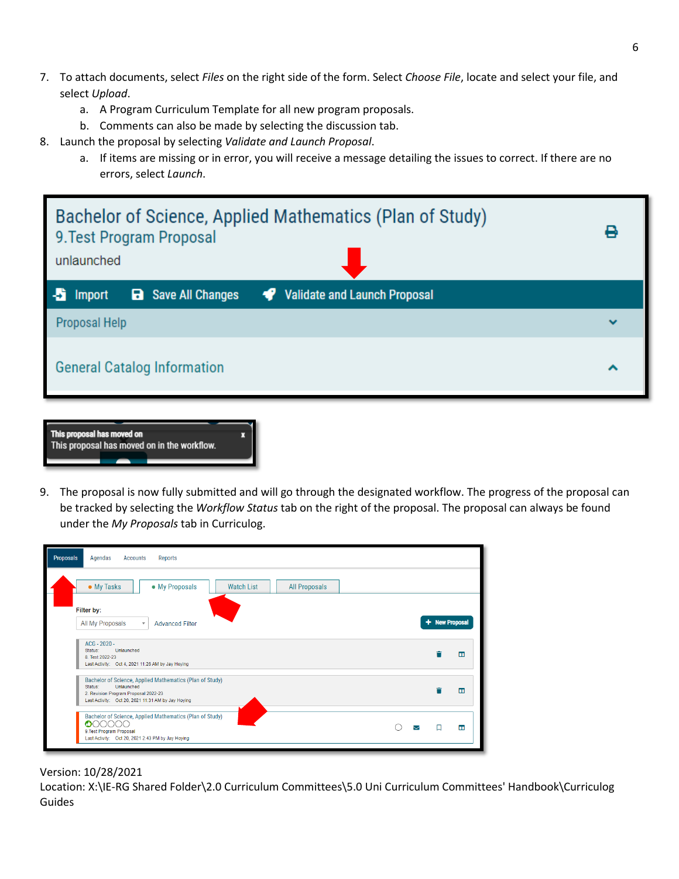7. To attach documents, select *Files* on the right side of the form. Select *Choose File*, locate and select your file, and select *Upload*.
   a. A Program Curriculum Template for all new program proposals.
   b. Comments can also be made by selecting the discussion tab.
8. Launch the proposal by selecting *Validate and Launch Proposal*.
   a. If items are missing or in error, you will receive a message detailing the issues to correct. If there are no errors, select *Launch*.

9. The proposal is now fully submitted and will go through the designated workflow. The progress of the proposal can be tracked by selecting the *Workflow Status* tab on the right of the proposal. The proposal can always be found under the *My Proposals* tab in Curriculog.

Version: 10/28/2021
Location: X:\IE-RG Shared Folder\2.0 Curriculum Committees\5.0 Uni Curriculum Committees' Handbook\Curriculog Guides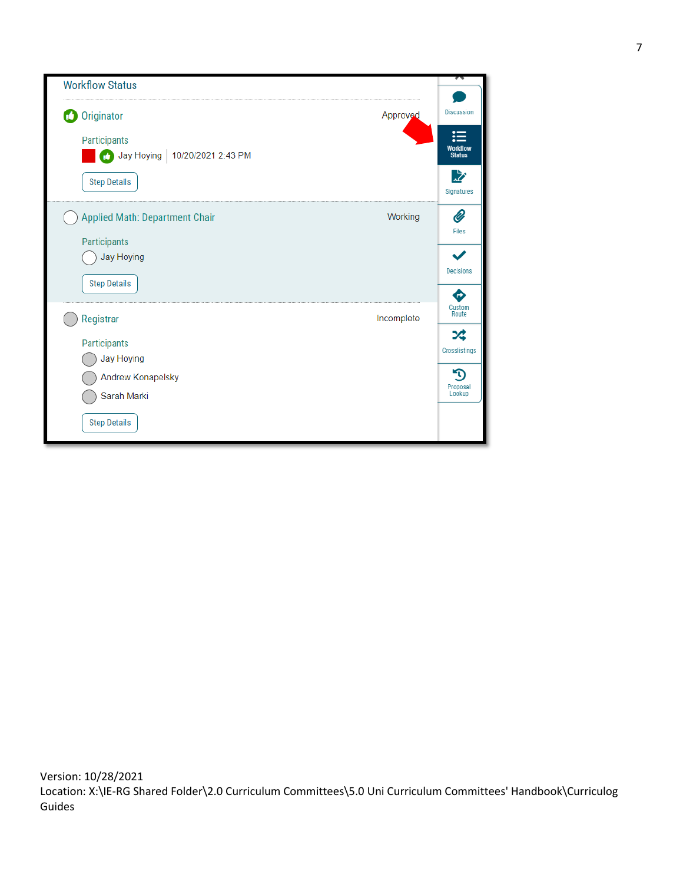Workflow Status

Originator — Approved

Participants

Jay Hoying | 10/20/2021 2:43 PM

Step Details

Applied Math: Department Chair — Working

Participants

Jay Hoying

Step Details

Registrar — Incomplete

Participants

Jay Hoying

Andrew Konapelsky

Sarah Marki

Step Details

Discussion

Workflow Status

Signatures

Files

Decisions

Custom Route

Crosslistings

Proposal Lookup

Version: 10/28/2021

Location: X:\IE-RG Shared Folder\2.0 Curriculum Committees\5.0 Uni Curriculum Committees' Handbook\Curriculog Guides